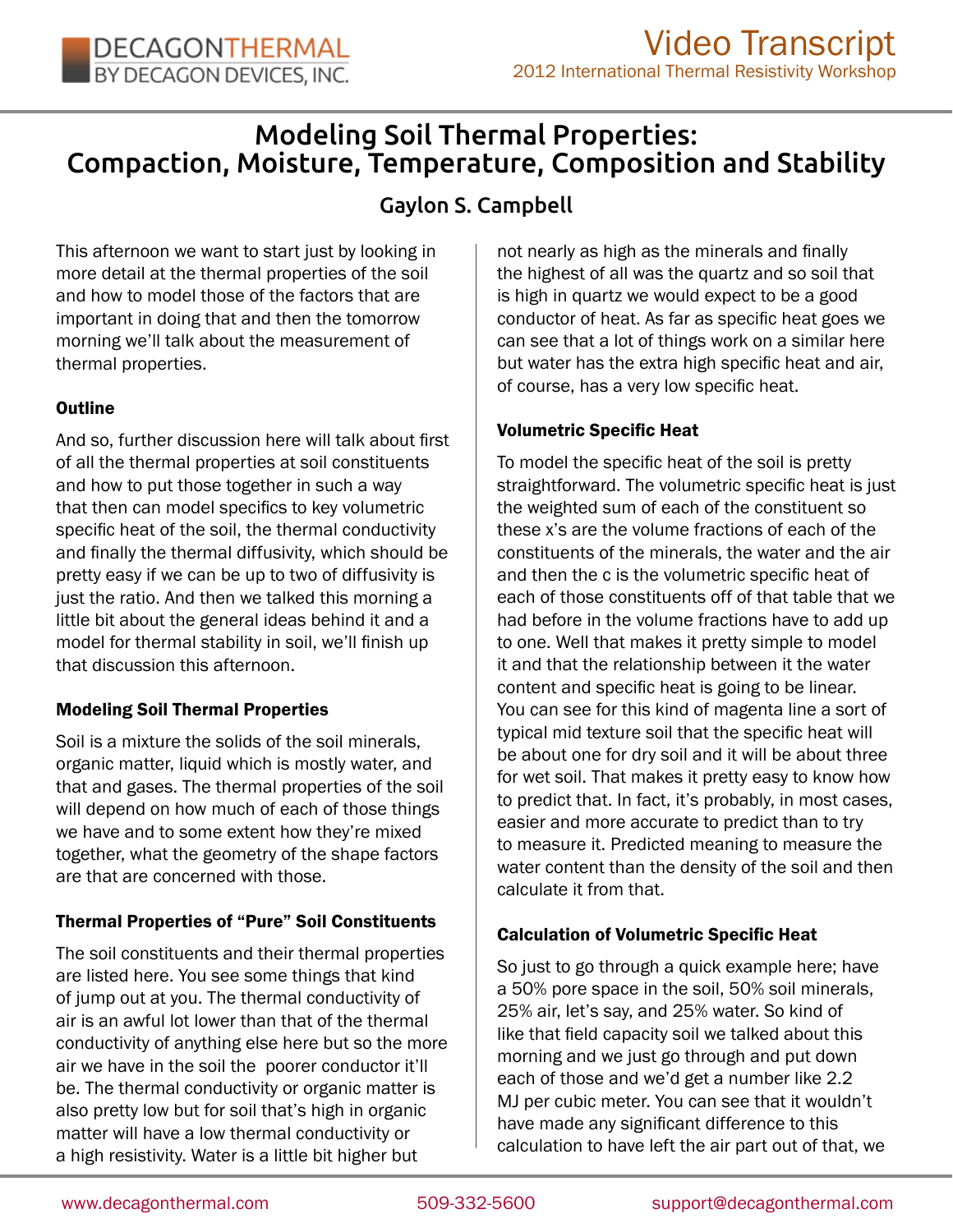# Modeling Soil Thermal Properties: Compaction, Moisture, Temperature, Composition and Stability

### Gaylon S. Campbell

This afternoon we want to start just by looking in more detail at the thermal properties of the soil and how to model those of the factors that are important in doing that and then the tomorrow morning we'll talk about the measurement of thermal properties.

#### Outline

And so, further discussion here will talk about first of all the thermal properties at soil constituents and how to put those together in such a way that then can model specifics to key volumetric specific heat of the soil, the thermal conductivity and finally the thermal diffusivity, which should be pretty easy if we can be up to two of diffusivity is just the ratio. And then we talked this morning a little bit about the general ideas behind it and a model for thermal stability in soil, we'll finish up that discussion this afternoon.

#### Modeling Soil Thermal Properties

Soil is a mixture the solids of the soil minerals, organic matter, liquid which is mostly water, and that and gases. The thermal properties of the soil will depend on how much of each of those things we have and to some extent how they're mixed together, what the geometry of the shape factors are that are concerned with those.

#### Thermal Properties of "Pure" Soil Constituents

The soil constituents and their thermal properties are listed here. You see some things that kind of jump out at you. The thermal conductivity of air is an awful lot lower than that of the thermal conductivity of anything else here but so the more air we have in the soil the  poorer conductor it'll be. The thermal conductivity or organic matter is also pretty low but for soil that's high in organic matter will have a low thermal conductivity or a high resistivity. Water is a little bit higher but not nearly as high as the minerals and finally the highest of all was the quartz and so soil that is high in quartz we would expect to be a good conductor of heat. As far as specific heat goes we can see that a lot of things work on a similar here but water has the extra high specific heat and air, of course, has a very low specific heat.

#### Volumetric Specific Heat

To model the specific heat of the soil is pretty straightforward. The volumetric specific heat is just the weighted sum of each of the constituent so these x's are the volume fractions of each of the constituents of the minerals, the water and the air and then the c is the volumetric specific heat of each of those constituents off of that table that we had before in the volume fractions have to add up to one. Well that makes it pretty simple to model it and that the relationship between it the water content and specific heat is going to be linear. You can see for this kind of magenta line a sort of typical mid texture soil that the specific heat will be about one for dry soil and it will be about three for wet soil. That makes it pretty easy to know how to predict that. In fact, it's probably, in most cases, easier and more accurate to predict than to try to measure it. Predicted meaning to measure the water content than the density of the soil and then calculate it from that.

#### Calculation of Volumetric Specific Heat

So just to go through a quick example here; have a 50% pore space in the soil, 50% soil minerals, 25% air, let's say, and 25% water. So kind of like that field capacity soil we talked about this morning and we just go through and put down each of those and we'd get a number like 2.2 MJ per cubic meter. You can see that it wouldn't have made any significant difference to this calculation to have left the air part out of that, we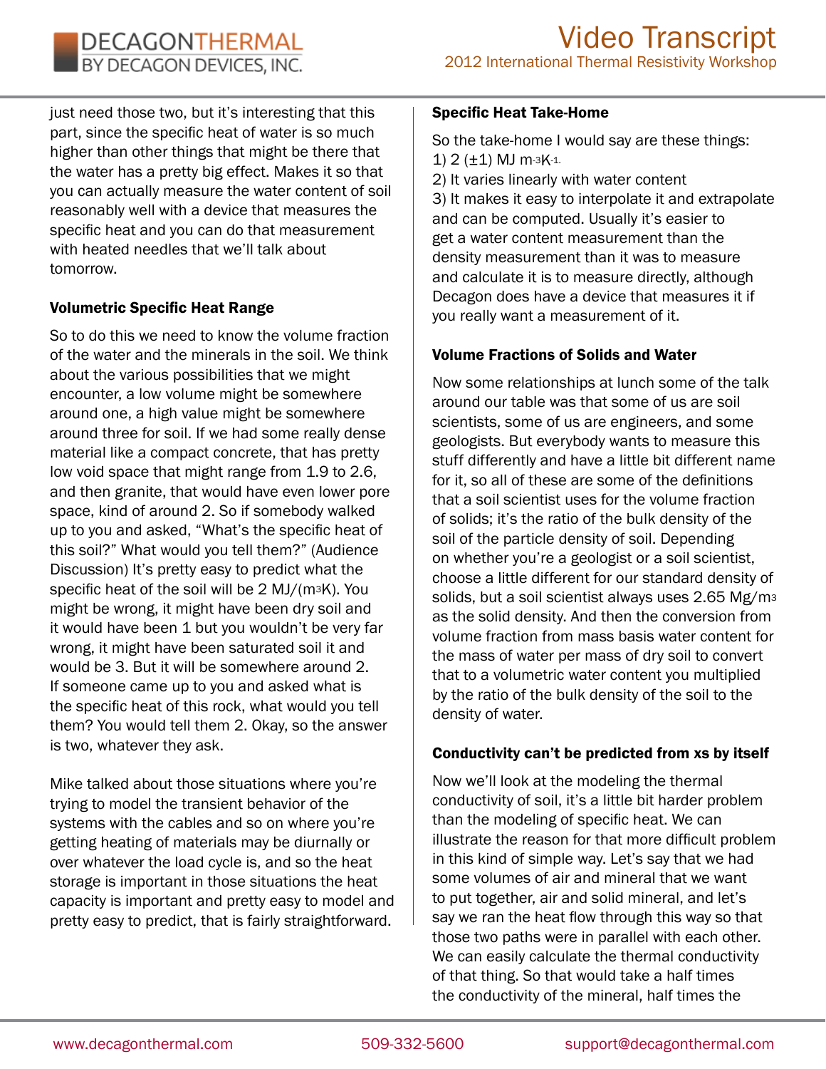just need those two, but it's interesting that this part, since the specific heat of water is so much higher than other things that might be there that the water has a pretty big effect. Makes it so that you can actually measure the water content of soil reasonably well with a device that measures the specific heat and you can do that measurement with heated needles that we'll talk about tomorrow.

### Volumetric Specific Heat Range

So to do this we need to know the volume fraction of the water and the minerals in the soil. We think about the various possibilities that we might encounter, a low volume might be somewhere around one, a high value might be somewhere around three for soil. If we had some really dense material like a compact concrete, that has pretty low void space that might range from 1.9 to 2.6, and then granite, that would have even lower pore space, kind of around 2. So if somebody walked up to you and asked, "What's the specific heat of this soil?" What would you tell them?" (Audience Discussion) It's pretty easy to predict what the specific heat of the soil will be 2 MJ/($m^3$K). You might be wrong, it might have been dry soil and it would have been 1 but you wouldn't be very far wrong, it might have been saturated soil it and would be 3. But it will be somewhere around 2. If someone came up to you and asked what is the specific heat of this rock, what would you tell them? You would tell them 2. Okay, so the answer is two, whatever they ask.

Mike talked about those situations where you're trying to model the transient behavior of the systems with the cables and so on where you're getting heating of materials may be diurnally or over whatever the load cycle is, and so the heat storage is important in those situations the heat capacity is important and pretty easy to model and pretty easy to predict, that is fairly straightforward.

### Specific Heat Take-Home

So the take-home I would say are these things:
1) 2 (±1) MJ $m^{-3}K^{-1}$.
2) It varies linearly with water content
3) It makes it easy to interpolate it and extrapolate and can be computed. Usually it's easier to get a water content measurement than the density measurement than it was to measure and calculate it is to measure directly, although Decagon does have a device that measures it if you really want a measurement of it.

### Volume Fractions of Solids and Water

Now some relationships at lunch some of the talk around our table was that some of us are soil scientists, some of us are engineers, and some geologists. But everybody wants to measure this stuff differently and have a little bit different name for it, so all of these are some of the definitions that a soil scientist uses for the volume fraction of solids; it's the ratio of the bulk density of the soil of the particle density of soil. Depending on whether you're a geologist or a soil scientist, choose a little different for our standard density of solids, but a soil scientist always uses 2.65 Mg/$m^3$ as the solid density. And then the conversion from volume fraction from mass basis water content for the mass of water per mass of dry soil to convert that to a volumetric water content you multiplied by the ratio of the bulk density of the soil to the density of water.

### Conductivity can't be predicted from xs by itself

Now we'll look at the modeling the thermal conductivity of soil, it's a little bit harder problem than the modeling of specific heat. We can illustrate the reason for that more difficult problem in this kind of simple way. Let's say that we had some volumes of air and mineral that we want to put together, air and solid mineral, and let's say we ran the heat flow through this way so that those two paths were in parallel with each other. We can easily calculate the thermal conductivity of that thing. So that would take a half times the conductivity of the mineral, half times the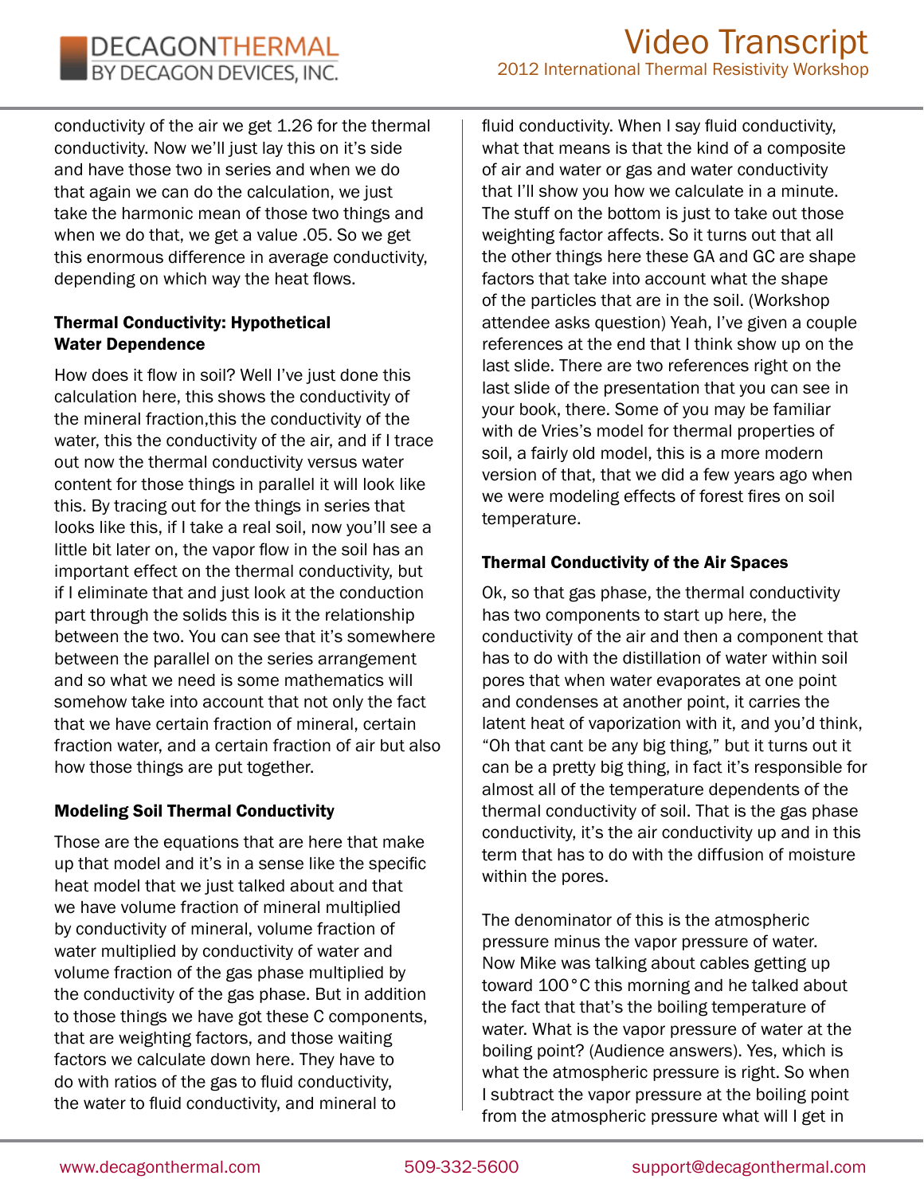conductivity of the air we get 1.26 for the thermal conductivity. Now we'll just lay this on it's side and have those two in series and when we do that again we can do the calculation, we just take the harmonic mean of those two things and when we do that, we get a value .05. So we get this enormous difference in average conductivity, depending on which way the heat flows.

### Thermal Conductivity: Hypothetical Water Dependence

How does it flow in soil? Well I've just done this calculation here, this shows the conductivity of the mineral fraction,this the conductivity of the water, this the conductivity of the air, and if I trace out now the thermal conductivity versus water content for those things in parallel it will look like this. By tracing out for the things in series that looks like this, if I take a real soil, now you'll see a little bit later on, the vapor flow in the soil has an important effect on the thermal conductivity, but if I eliminate that and just look at the conduction part through the solids this is it the relationship between the two. You can see that it's somewhere between the parallel on the series arrangement and so what we need is some mathematics will somehow take into account that not only the fact that we have certain fraction of mineral, certain fraction water, and a certain fraction of air but also how those things are put together.

### Modeling Soil Thermal Conductivity

Those are the equations that are here that make up that model and it's in a sense like the specific heat model that we just talked about and that we have volume fraction of mineral multiplied by conductivity of mineral, volume fraction of water multiplied by conductivity of water and volume fraction of the gas phase multiplied by the conductivity of the gas phase. But in addition to those things we have got these C components, that are weighting factors, and those waiting factors we calculate down here. They have to do with ratios of the gas to fluid conductivity, the water to fluid conductivity, and mineral to fluid conductivity. When I say fluid conductivity, what that means is that the kind of a composite of air and water or gas and water conductivity that I'll show you how we calculate in a minute. The stuff on the bottom is just to take out those weighting factor affects. So it turns out that all the other things here these GA and GC are shape factors that take into account what the shape of the particles that are in the soil. (Workshop attendee asks question) Yeah, I've given a couple references at the end that I think show up on the last slide. There are two references right on the last slide of the presentation that you can see in your book, there. Some of you may be familiar with de Vries's model for thermal properties of soil, a fairly old model, this is a more modern version of that, that we did a few years ago when we were modeling effects of forest fires on soil temperature.

### Thermal Conductivity of the Air Spaces

Ok, so that gas phase, the thermal conductivity has two components to start up here, the conductivity of the air and then a component that has to do with the distillation of water within soil pores that when water evaporates at one point and condenses at another point, it carries the latent heat of vaporization with it, and you'd think, "Oh that cant be any big thing," but it turns out it can be a pretty big thing, in fact it's responsible for almost all of the temperature dependents of the thermal conductivity of soil. That is the gas phase conductivity, it's the air conductivity up and in this term that has to do with the diffusion of moisture within the pores.

The denominator of this is the atmospheric pressure minus the vapor pressure of water. Now Mike was talking about cables getting up toward 100°C this morning and he talked about the fact that that's the boiling temperature of water. What is the vapor pressure of water at the boiling point? (Audience answers). Yes, which is what the atmospheric pressure is right. So when I subtract the vapor pressure at the boiling point from the atmospheric pressure what will I get in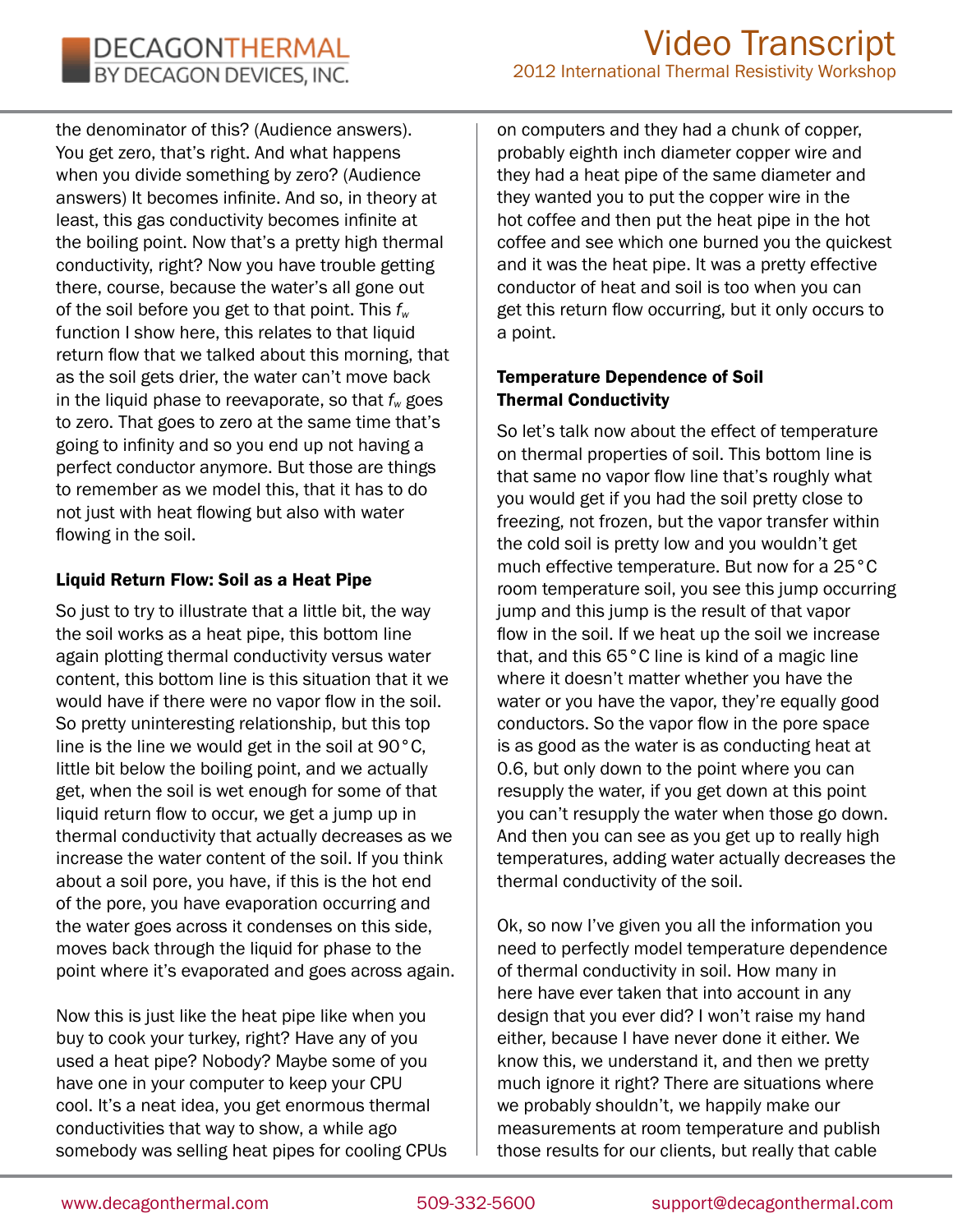the denominator of this? (Audience answers). You get zero, that's right. And what happens when you divide something by zero? (Audience answers) It becomes infinite. And so, in theory at least, this gas conductivity becomes infinite at the boiling point. Now that's a pretty high thermal conductivity, right? Now you have trouble getting there, course, because the water's all gone out of the soil before you get to that point. This $f_w$ function I show here, this relates to that liquid return flow that we talked about this morning, that as the soil gets drier, the water can't move back in the liquid phase to reevaporate, so that $f_w$ goes to zero. That goes to zero at the same time that's going to infinity and so you end up not having a perfect conductor anymore. But those are things to remember as we model this, that it has to do not just with heat flowing but also with water flowing in the soil.

### Liquid Return Flow: Soil as a Heat Pipe

So just to try to illustrate that a little bit, the way the soil works as a heat pipe, this bottom line again plotting thermal conductivity versus water content, this bottom line is this situation that it we would have if there were no vapor flow in the soil. So pretty uninteresting relationship, but this top line is the line we would get in the soil at 90°C, little bit below the boiling point, and we actually get, when the soil is wet enough for some of that liquid return flow to occur, we get a jump up in thermal conductivity that actually decreases as we increase the water content of the soil. If you think about a soil pore, you have, if this is the hot end of the pore, you have evaporation occurring and the water goes across it condenses on this side, moves back through the liquid for phase to the point where it's evaporated and goes across again.

Now this is just like the heat pipe like when you buy to cook your turkey, right? Have any of you used a heat pipe? Nobody? Maybe some of you have one in your computer to keep your CPU cool. It's a neat idea, you get enormous thermal conductivities that way to show, a while ago somebody was selling heat pipes for cooling CPUs on computers and they had a chunk of copper, probably eighth inch diameter copper wire and they had a heat pipe of the same diameter and they wanted you to put the copper wire in the hot coffee and then put the heat pipe in the hot coffee and see which one burned you the quickest and it was the heat pipe. It was a pretty effective conductor of heat and soil is too when you can get this return flow occurring, but it only occurs to a point.

### Temperature Dependence of Soil Thermal Conductivity

So let's talk now about the effect of temperature on thermal properties of soil. This bottom line is that same no vapor flow line that's roughly what you would get if you had the soil pretty close to freezing, not frozen, but the vapor transfer within the cold soil is pretty low and you wouldn't get much effective temperature. But now for a 25°C room temperature soil, you see this jump occurring jump and this jump is the result of that vapor flow in the soil. If we heat up the soil we increase that, and this 65°C line is kind of a magic line where it doesn't matter whether you have the water or you have the vapor, they're equally good conductors. So the vapor flow in the pore space is as good as the water is as conducting heat at 0.6, but only down to the point where you can resupply the water, if you get down at this point you can't resupply the water when those go down. And then you can see as you get up to really high temperatures, adding water actually decreases the thermal conductivity of the soil.

Ok, so now I've given you all the information you need to perfectly model temperature dependence of thermal conductivity in soil. How many in here have ever taken that into account in any design that you ever did? I won't raise my hand either, because I have never done it either. We know this, we understand it, and then we pretty much ignore it right? There are situations where we probably shouldn't, we happily make our measurements at room temperature and publish those results for our clients, but really that cable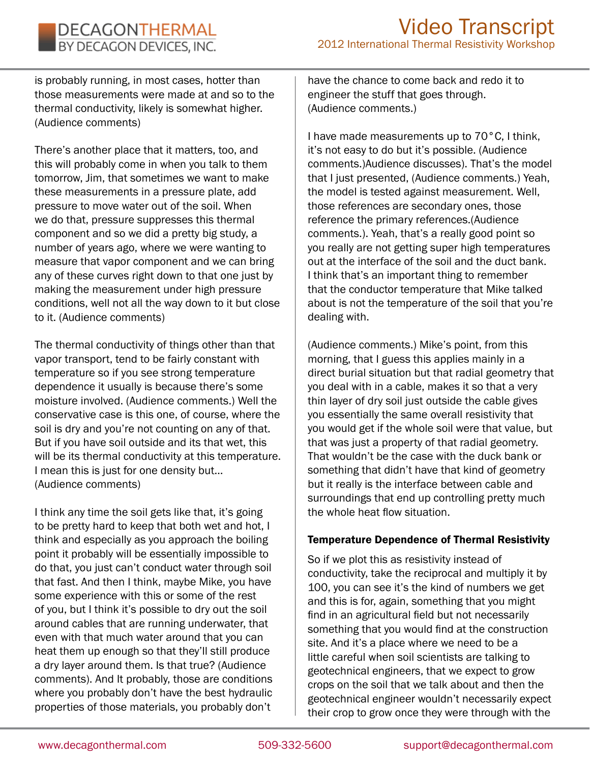is probably running, in most cases, hotter than those measurements were made at and so to the thermal conductivity, likely is somewhat higher. (Audience comments)

There's another place that it matters, too, and this will probably come in when you talk to them tomorrow, Jim, that sometimes we want to make these measurements in a pressure plate, add pressure to move water out of the soil. When we do that, pressure suppresses this thermal component and so we did a pretty big study, a number of years ago, where we were wanting to measure that vapor component and we can bring any of these curves right down to that one just by making the measurement under high pressure conditions, well not all the way down to it but close to it. (Audience comments)

The thermal conductivity of things other than that vapor transport, tend to be fairly constant with temperature so if you see strong temperature dependence it usually is because there's some moisture involved. (Audience comments.) Well the conservative case is this one, of course, where the soil is dry and you're not counting on any of that. But if you have soil outside and its that wet, this will be its thermal conductivity at this temperature. I mean this is just for one density but... (Audience comments)

I think any time the soil gets like that, it's going to be pretty hard to keep that both wet and hot, I think and especially as you approach the boiling point it probably will be essentially impossible to do that, you just can't conduct water through soil that fast. And then I think, maybe Mike, you have some experience with this or some of the rest of you, but I think it's possible to dry out the soil around cables that are running underwater, that even with that much water around that you can heat them up enough so that they'll still produce a dry layer around them. Is that true? (Audience comments). And It probably, those are conditions where you probably don't have the best hydraulic properties of those materials, you probably don't have the chance to come back and redo it to engineer the stuff that goes through. (Audience comments.)

I have made measurements up to 70°C, I think, it's not easy to do but it's possible. (Audience comments.)Audience discusses). That's the model that I just presented, (Audience comments.) Yeah, the model is tested against measurement. Well, those references are secondary ones, those reference the primary references.(Audience comments.). Yeah, that's a really good point so you really are not getting super high temperatures out at the interface of the soil and the duct bank. I think that's an important thing to remember that the conductor temperature that Mike talked about is not the temperature of the soil that you're dealing with.

(Audience comments.) Mike's point, from this morning, that I guess this applies mainly in a direct burial situation but that radial geometry that you deal with in a cable, makes it so that a very thin layer of dry soil just outside the cable gives you essentially the same overall resistivity that you would get if the whole soil were that value, but that was just a property of that radial geometry. That wouldn't be the case with the duck bank or something that didn't have that kind of geometry but it really is the interface between cable and surroundings that end up controlling pretty much the whole heat flow situation.

**Temperature Dependence of Thermal Resistivity**

So if we plot this as resistivity instead of conductivity, take the reciprocal and multiply it by 100, you can see it's the kind of numbers we get and this is for, again, something that you might find in an agricultural field but not necessarily something that you would find at the construction site. And it's a place where we need to be a little careful when soil scientists are talking to geotechnical engineers, that we expect to grow crops on the soil that we talk about and then the geotechnical engineer wouldn't necessarily expect their crop to grow once they were through with the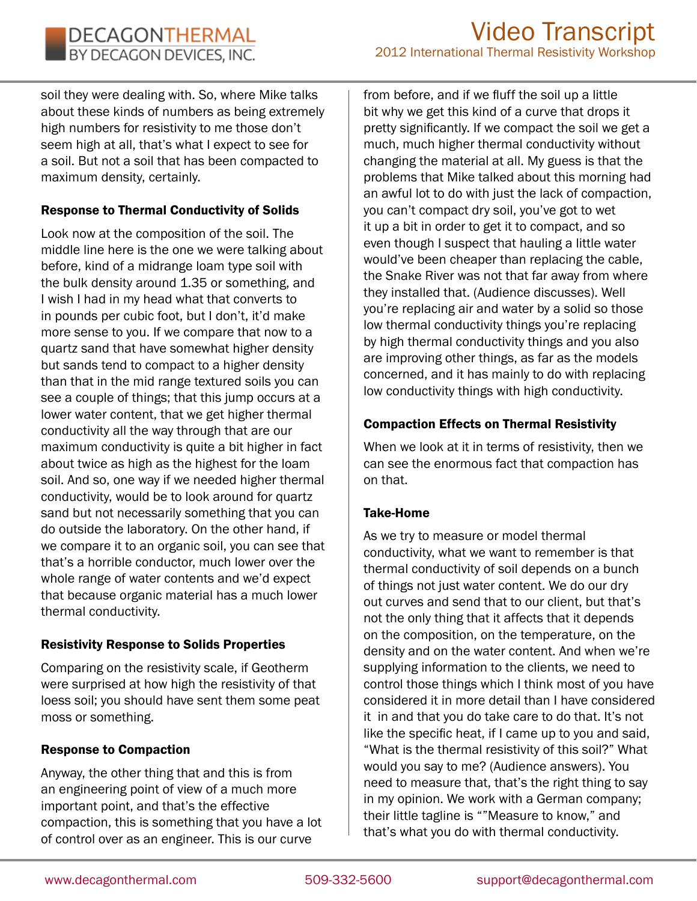soil they were dealing with. So, where Mike talks about these kinds of numbers as being extremely high numbers for resistivity to me those don't seem high at all, that's what I expect to see for a soil. But not a soil that has been compacted to maximum density, certainly.

### Response to Thermal Conductivity of Solids

Look now at the composition of the soil. The middle line here is the one we were talking about before, kind of a midrange loam type soil with the bulk density around 1.35 or something, and I wish I had in my head what that converts to in pounds per cubic foot, but I don't, it'd make more sense to you. If we compare that now to a quartz sand that have somewhat higher density but sands tend to compact to a higher density than that in the mid range textured soils you can see a couple of things; that this jump occurs at a lower water content, that we get higher thermal conductivity all the way through that are our maximum conductivity is quite a bit higher in fact about twice as high as the highest for the loam soil. And so, one way if we needed higher thermal conductivity, would be to look around for quartz sand but not necessarily something that you can do outside the laboratory. On the other hand, if we compare it to an organic soil, you can see that that's a horrible conductor, much lower over the whole range of water contents and we'd expect that because organic material has a much lower thermal conductivity.

### Resistivity Response to Solids Properties

Comparing on the resistivity scale, if Geotherm were surprised at how high the resistivity of that loess soil; you should have sent them some peat moss or something.

### Response to Compaction

Anyway, the other thing that and this is from an engineering point of view of a much more important point, and that's the effective compaction, this is something that you have a lot of control over as an engineer. This is our curve from before, and if we fluff the soil up a little bit why we get this kind of a curve that drops it pretty significantly. If we compact the soil we get a much, much higher thermal conductivity without changing the material at all. My guess is that the problems that Mike talked about this morning had an awful lot to do with just the lack of compaction, you can't compact dry soil, you've got to wet it up a bit in order to get it to compact, and so even though I suspect that hauling a little water would've been cheaper than replacing the cable, the Snake River was not that far away from where they installed that. (Audience discusses). Well you're replacing air and water by a solid so those low thermal conductivity things you're replacing by high thermal conductivity things and you also are improving other things, as far as the models concerned, and it has mainly to do with replacing low conductivity things with high conductivity.

### Compaction Effects on Thermal Resistivity

When we look at it in terms of resistivity, then we can see the enormous fact that compaction has on that.

### Take-Home

As we try to measure or model thermal conductivity, what we want to remember is that thermal conductivity of soil depends on a bunch of things not just water content. We do our dry out curves and send that to our client, but that's not the only thing that it affects that it depends on the composition, on the temperature, on the density and on the water content. And when we're supplying information to the clients, we need to control those things which I think most of you have considered it in more detail than I have considered it in and that you do take care to do that. It's not like the specific heat, if I came up to you and said, "What is the thermal resistivity of this soil?" What would you say to me? (Audience answers). You need to measure that, that's the right thing to say in my opinion. We work with a German company; their little tagline is ""Measure to know," and that's what you do with thermal conductivity.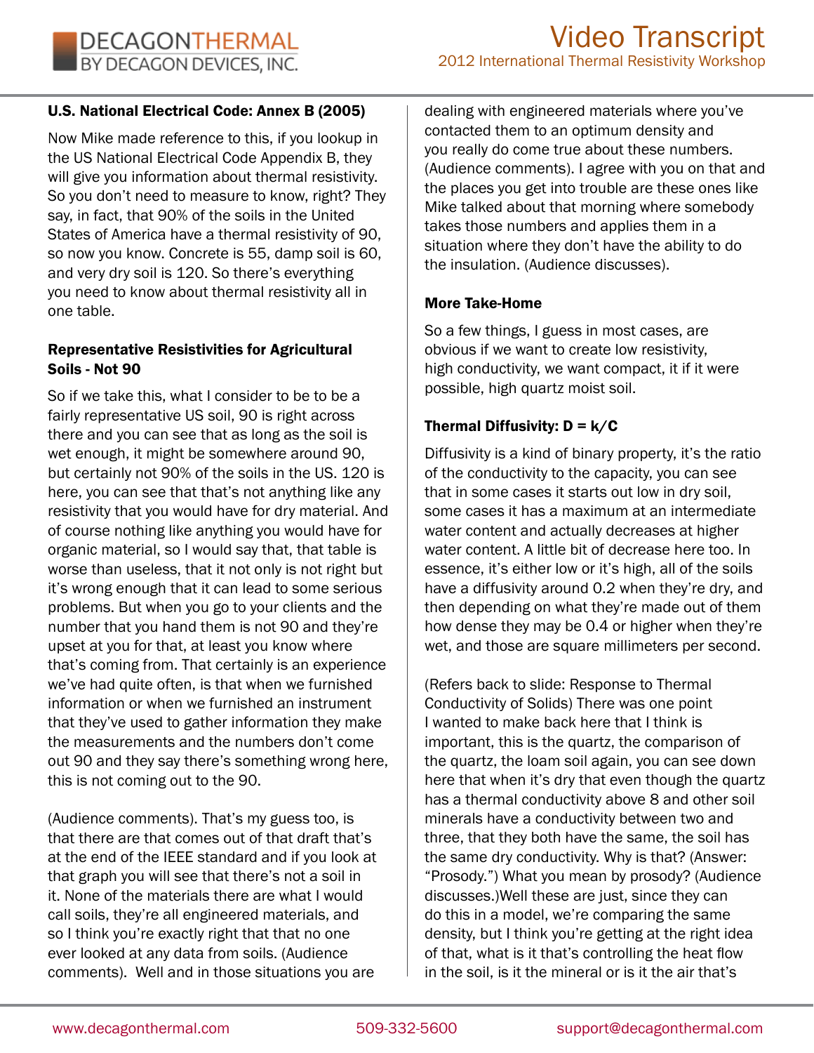### U.S. National Electrical Code: Annex B (2005)

Now Mike made reference to this, if you lookup in the US National Electrical Code Appendix B, they will give you information about thermal resistivity. So you don't need to measure to know, right? They say, in fact, that 90% of the soils in the United States of America have a thermal resistivity of 90, so now you know. Concrete is 55, damp soil is 60, and very dry soil is 120. So there's everything you need to know about thermal resistivity all in one table.

### Representative Resistivities for Agricultural Soils - Not 90

So if we take this, what I consider to be to be a fairly representative US soil, 90 is right across there and you can see that as long as the soil is wet enough, it might be somewhere around 90, but certainly not 90% of the soils in the US. 120 is here, you can see that that's not anything like any resistivity that you would have for dry material. And of course nothing like anything you would have for organic material, so I would say that, that table is worse than useless, that it not only is not right but it's wrong enough that it can lead to some serious problems. But when you go to your clients and the number that you hand them is not 90 and they're upset at you for that, at least you know where that's coming from. That certainly is an experience we've had quite often, is that when we furnished information or when we furnished an instrument that they've used to gather information they make the measurements and the numbers don't come out 90 and they say there's something wrong here, this is not coming out to the 90.

(Audience comments). That's my guess too, is that there are that comes out of that draft that's at the end of the IEEE standard and if you look at that graph you will see that there's not a soil in it. None of the materials there are what I would call soils, they're all engineered materials, and so I think you're exactly right that that no one ever looked at any data from soils. (Audience comments). Well and in those situations you are dealing with engineered materials where you've contacted them to an optimum density and you really do come true about these numbers. (Audience comments). I agree with you on that and the places you get into trouble are these ones like Mike talked about that morning where somebody takes those numbers and applies them in a situation where they don't have the ability to do the insulation. (Audience discusses).

### More Take-Home

So a few things, I guess in most cases, are obvious if we want to create low resistivity, high conductivity, we want compact, it if it were possible, high quartz moist soil.

### Thermal Diffusivity: D = k/C

Diffusivity is a kind of binary property, it's the ratio of the conductivity to the capacity, you can see that in some cases it starts out low in dry soil, some cases it has a maximum at an intermediate water content and actually decreases at higher water content. A little bit of decrease here too. In essence, it's either low or it's high, all of the soils have a diffusivity around 0.2 when they're dry, and then depending on what they're made out of them how dense they may be 0.4 or higher when they're wet, and those are square millimeters per second.

(Refers back to slide: Response to Thermal Conductivity of Solids) There was one point I wanted to make back here that I think is important, this is the quartz, the comparison of the quartz, the loam soil again, you can see down here that when it's dry that even though the quartz has a thermal conductivity above 8 and other soil minerals have a conductivity between two and three, that they both have the same, the soil has the same dry conductivity. Why is that? (Answer: "Prosody.") What you mean by prosody? (Audience discusses.)Well these are just, since they can do this in a model, we're comparing the same density, but I think you're getting at the right idea of that, what is it that's controlling the heat flow in the soil, is it the mineral or is it the air that's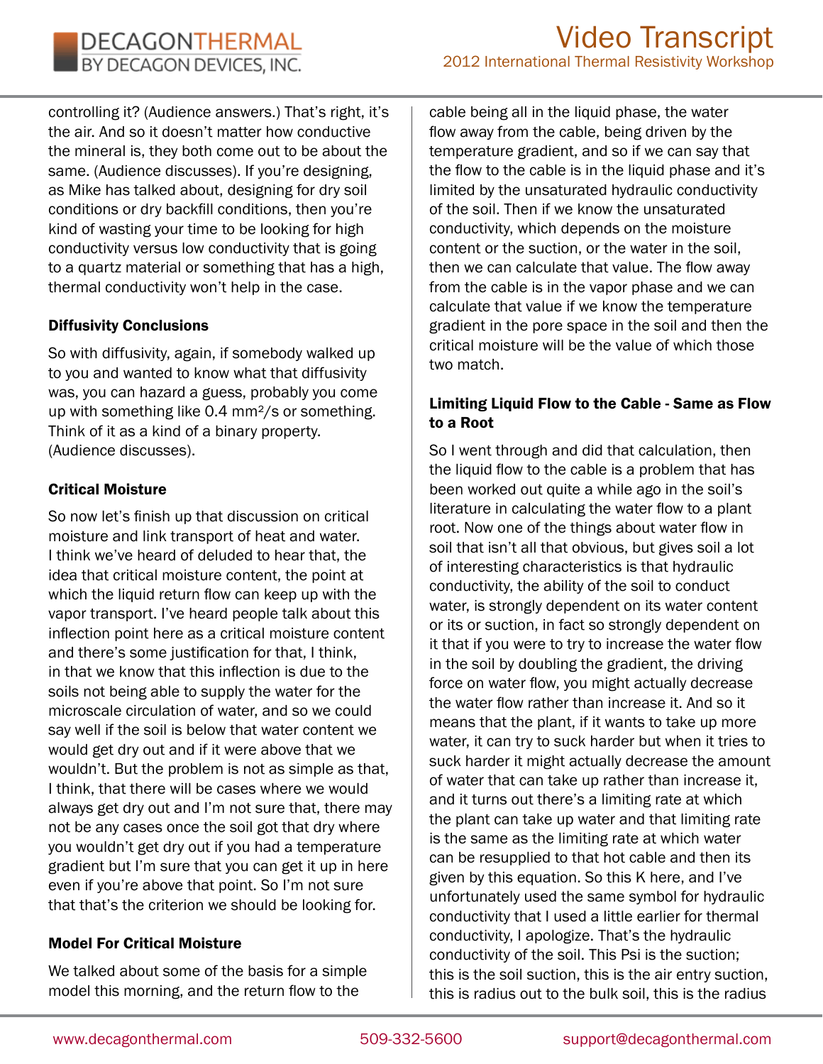controlling it? (Audience answers.) That's right, it's the air. And so it doesn't matter how conductive the mineral is, they both come out to be about the same. (Audience discusses). If you're designing, as Mike has talked about, designing for dry soil conditions or dry backfill conditions, then you're kind of wasting your time to be looking for high conductivity versus low conductivity that is going to a quartz material or something that has a high, thermal conductivity won't help in the case.

### Diffusivity Conclusions

So with diffusivity, again, if somebody walked up to you and wanted to know what that diffusivity was, you can hazard a guess, probably you come up with something like 0.4 mm²/s or something. Think of it as a kind of a binary property. (Audience discusses).

### Critical Moisture

So now let's finish up that discussion on critical moisture and link transport of heat and water. I think we've heard of deluded to hear that, the idea that critical moisture content, the point at which the liquid return flow can keep up with the vapor transport. I've heard people talk about this inflection point here as a critical moisture content and there's some justification for that, I think, in that we know that this inflection is due to the soils not being able to supply the water for the microscale circulation of water, and so we could say well if the soil is below that water content we would get dry out and if it were above that we wouldn't. But the problem is not as simple as that, I think, that there will be cases where we would always get dry out and I'm not sure that, there may not be any cases once the soil got that dry where you wouldn't get dry out if you had a temperature gradient but I'm sure that you can get it up in here even if you're above that point. So I'm not sure that that's the criterion we should be looking for.

### Model For Critical Moisture

We talked about some of the basis for a simple model this morning, and the return flow to the cable being all in the liquid phase, the water flow away from the cable, being driven by the temperature gradient, and so if we can say that the flow to the cable is in the liquid phase and it's limited by the unsaturated hydraulic conductivity of the soil. Then if we know the unsaturated conductivity, which depends on the moisture content or the suction, or the water in the soil, then we can calculate that value. The flow away from the cable is in the vapor phase and we can calculate that value if we know the temperature gradient in the pore space in the soil and then the critical moisture will be the value of which those two match.

### Limiting Liquid Flow to the Cable - Same as Flow to a Root

So I went through and did that calculation, then the liquid flow to the cable is a problem that has been worked out quite a while ago in the soil's literature in calculating the water flow to a plant root. Now one of the things about water flow in soil that isn't all that obvious, but gives soil a lot of interesting characteristics is that hydraulic conductivity, the ability of the soil to conduct water, is strongly dependent on its water content or its or suction, in fact so strongly dependent on it that if you were to try to increase the water flow in the soil by doubling the gradient, the driving force on water flow, you might actually decrease the water flow rather than increase it. And so it means that the plant, if it wants to take up more water, it can try to suck harder but when it tries to suck harder it might actually decrease the amount of water that can take up rather than increase it, and it turns out there's a limiting rate at which the plant can take up water and that limiting rate is the same as the limiting rate at which water can be resupplied to that hot cable and then its given by this equation. So this K here, and I've unfortunately used the same symbol for hydraulic conductivity that I used a little earlier for thermal conductivity, I apologize. That's the hydraulic conductivity of the soil. This Psi is the suction; this is the soil suction, this is the air entry suction, this is radius out to the bulk soil, this is the radius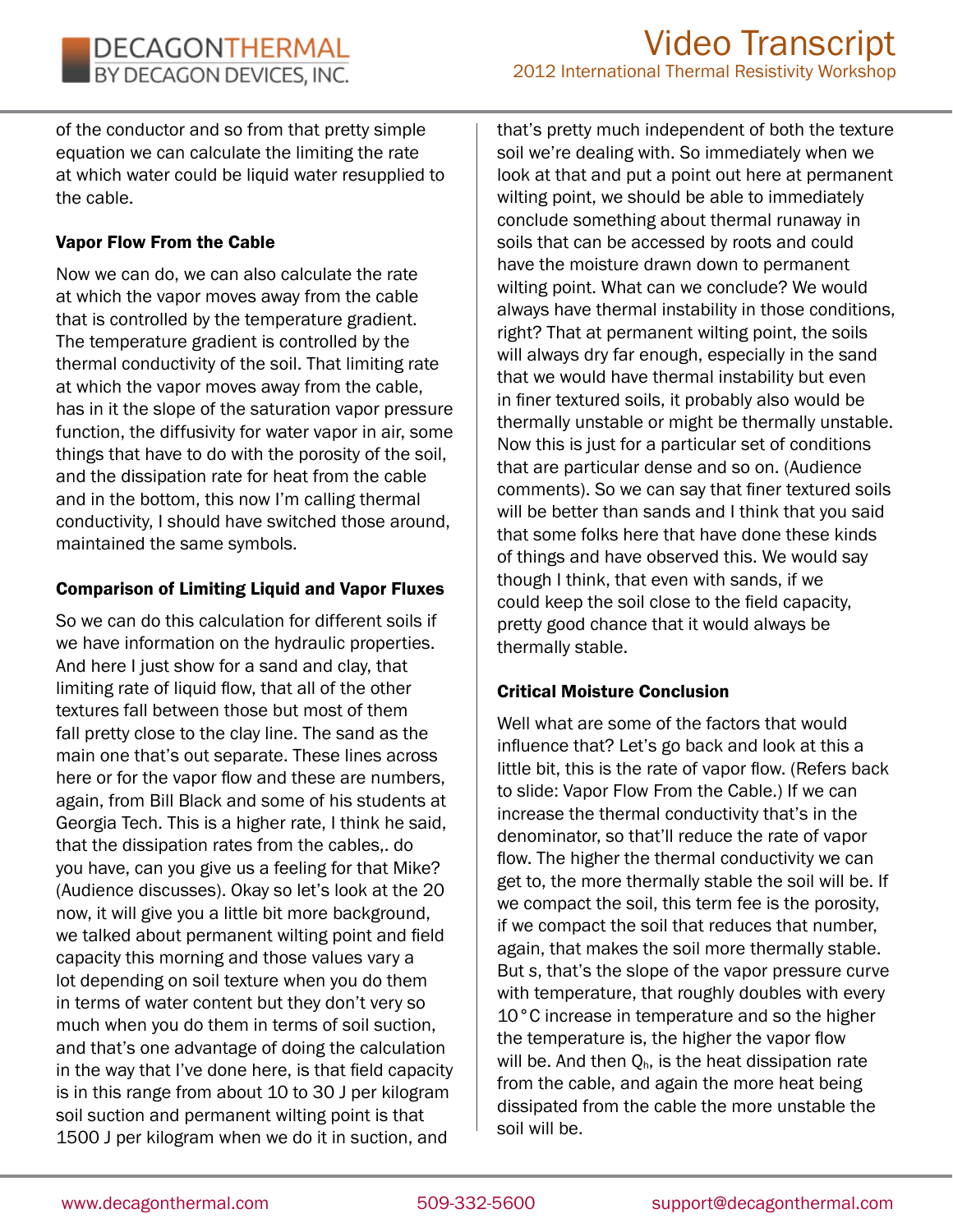of the conductor and so from that pretty simple equation we can calculate the limiting the rate at which water could be liquid water resupplied to the cable.

### Vapor Flow From the Cable

Now we can do, we can also calculate the rate at which the vapor moves away from the cable that is controlled by the temperature gradient. The temperature gradient is controlled by the thermal conductivity of the soil. That limiting rate at which the vapor moves away from the cable, has in it the slope of the saturation vapor pressure function, the diffusivity for water vapor in air, some things that have to do with the porosity of the soil, and the dissipation rate for heat from the cable and in the bottom, this now I'm calling thermal conductivity, I should have switched those around, maintained the same symbols.

### Comparison of Limiting Liquid and Vapor Fluxes

So we can do this calculation for different soils if we have information on the hydraulic properties. And here I just show for a sand and clay, that limiting rate of liquid flow, that all of the other textures fall between those but most of them fall pretty close to the clay line. The sand as the main one that's out separate. These lines across here or for the vapor flow and these are numbers, again, from Bill Black and some of his students at Georgia Tech. This is a higher rate, I think he said, that the dissipation rates from the cables,. do you have, can you give us a feeling for that Mike? (Audience discusses). Okay so let's look at the 20 now, it will give you a little bit more background, we talked about permanent wilting point and field capacity this morning and those values vary a lot depending on soil texture when you do them in terms of water content but they don't very so much when you do them in terms of soil suction, and that's one advantage of doing the calculation in the way that I've done here, is that field capacity is in this range from about 10 to 30 J per kilogram soil suction and permanent wilting point is that 1500 J per kilogram when we do it in suction, and that's pretty much independent of both the texture soil we're dealing with. So immediately when we look at that and put a point out here at permanent wilting point, we should be able to immediately conclude something about thermal runaway in soils that can be accessed by roots and could have the moisture drawn down to permanent wilting point. What can we conclude? We would always have thermal instability in those conditions, right? That at permanent wilting point, the soils will always dry far enough, especially in the sand that we would have thermal instability but even in finer textured soils, it probably also would be thermally unstable or might be thermally unstable. Now this is just for a particular set of conditions that are particular dense and so on. (Audience comments). So we can say that finer textured soils will be better than sands and I think that you said that some folks here that have done these kinds of things and have observed this. We would say though I think, that even with sands, if we could keep the soil close to the field capacity, pretty good chance that it would always be thermally stable.

### Critical Moisture Conclusion

Well what are some of the factors that would influence that? Let's go back and look at this a little bit, this is the rate of vapor flow. (Refers back to slide: Vapor Flow From the Cable.) If we can increase the thermal conductivity that's in the denominator, so that'll reduce the rate of vapor flow. The higher the thermal conductivity we can get to, the more thermally stable the soil will be. If we compact the soil, this term fee is the porosity, if we compact the soil that reduces that number, again, that makes the soil more thermally stable. But *s*, that's the slope of the vapor pressure curve with temperature, that roughly doubles with every 10°C increase in temperature and so the higher the temperature is, the higher the vapor flow will be. And then $Q_h$, is the heat dissipation rate from the cable, and again the more heat being dissipated from the cable the more unstable the soil will be.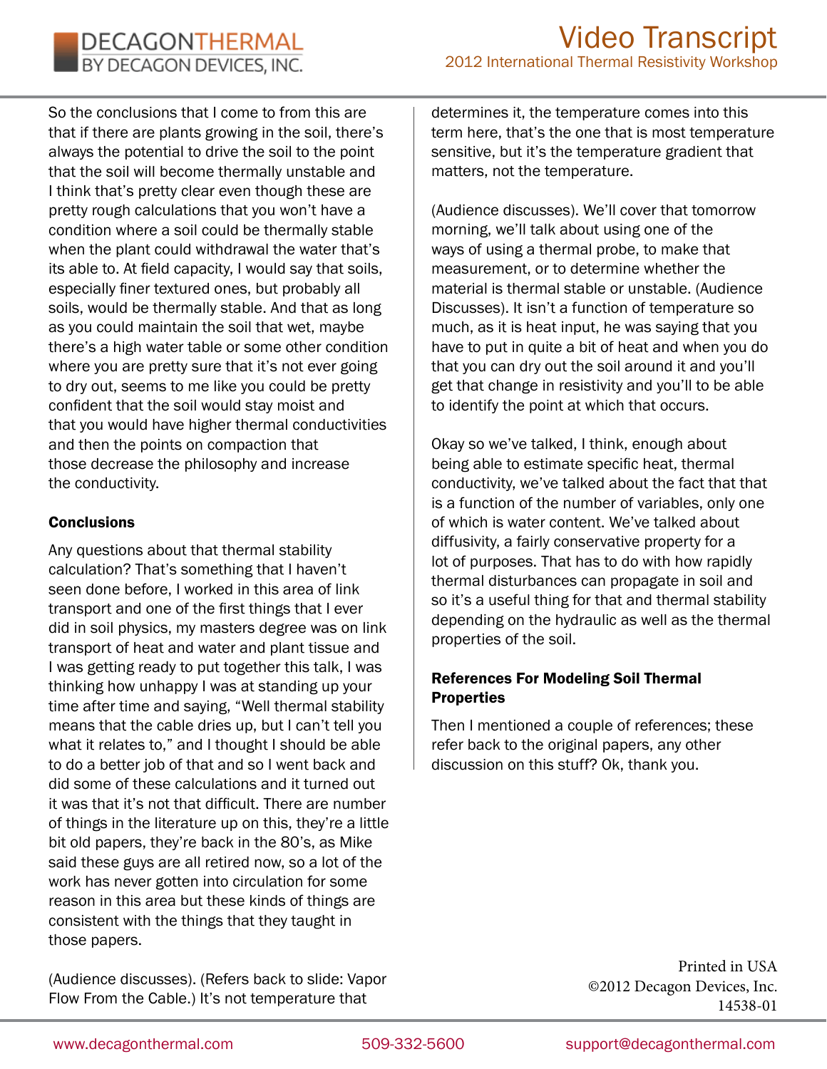So the conclusions that I come to from this are that if there are plants growing in the soil, there's always the potential to drive the soil to the point that the soil will become thermally unstable and I think that's pretty clear even though these are pretty rough calculations that you won't have a condition where a soil could be thermally stable when the plant could withdrawal the water that's its able to. At field capacity, I would say that soils, especially finer textured ones, but probably all soils, would be thermally stable. And that as long as you could maintain the soil that wet, maybe there's a high water table or some other condition where you are pretty sure that it's not ever going to dry out, seems to me like you could be pretty confident that the soil would stay moist and that you would have higher thermal conductivities and then the points on compaction that those decrease the philosophy and increase the conductivity.

**Conclusions**

Any questions about that thermal stability calculation? That's something that I haven't seen done before, I worked in this area of link transport and one of the first things that I ever did in soil physics, my masters degree was on link transport of heat and water and plant tissue and I was getting ready to put together this talk, I was thinking how unhappy I was at standing up your time after time and saying, "Well thermal stability means that the cable dries up, but I can't tell you what it relates to," and I thought I should be able to do a better job of that and so I went back and did some of these calculations and it turned out it was that it's not that difficult. There are number of things in the literature up on this, they're a little bit old papers, they're back in the 80's, as Mike said these guys are all retired now, so a lot of the work has never gotten into circulation for some reason in this area but these kinds of things are consistent with the things that they taught in those papers.

(Audience discusses). (Refers back to slide: Vapor Flow From the Cable.) It's not temperature that determines it, the temperature comes into this term here, that's the one that is most temperature sensitive, but it's the temperature gradient that matters, not the temperature.

(Audience discusses). We'll cover that tomorrow morning, we'll talk about using one of the ways of using a thermal probe, to make that measurement, or to determine whether the material is thermal stable or unstable. (Audience Discusses). It isn't a function of temperature so much, as it is heat input, he was saying that you have to put in quite a bit of heat and when you do that you can dry out the soil around it and you'll get that change in resistivity and you'll to be able to identify the point at which that occurs.

Okay so we've talked, I think, enough about being able to estimate specific heat, thermal conductivity, we've talked about the fact that that is a function of the number of variables, only one of which is water content. We've talked about diffusivity, a fairly conservative property for a lot of purposes. That has to do with how rapidly thermal disturbances can propagate in soil and so it's a useful thing for that and thermal stability depending on the hydraulic as well as the thermal properties of the soil.

**References For Modeling Soil Thermal Properties**

Then I mentioned a couple of references; these refer back to the original papers, any other discussion on this stuff? Ok, thank you.

Printed in USA
©2012 Decagon Devices, Inc.
14538-01